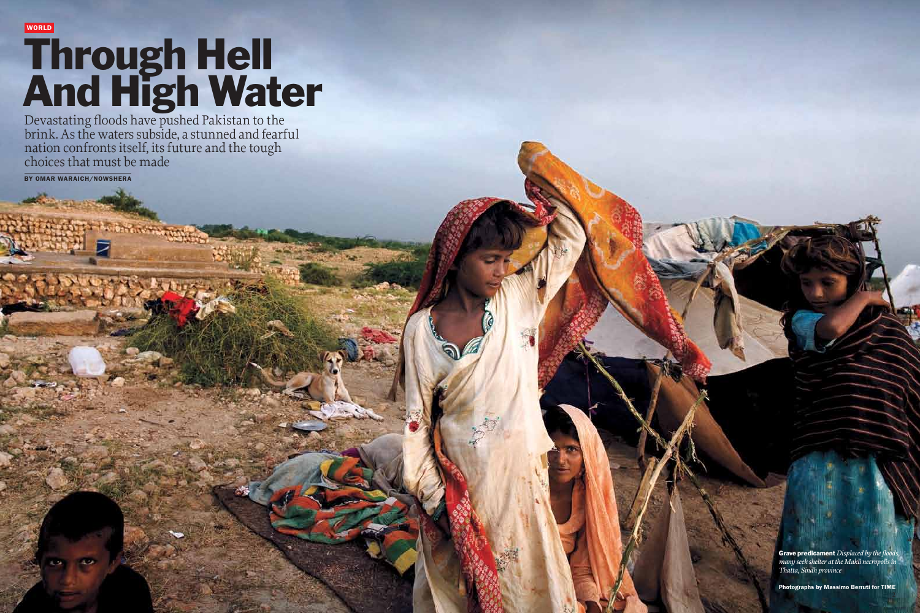WORLD

# Through Hell And High Water

Devastating floods have pushed Pakistan to the brink. As the waters subside, a stunned and fearful nation confronts itself, its future and the tough choices that must be made

BY OMAR WARAICH/NOWSHERA

**Grave predicament** *Displaced by the floods, many seek shelter at the Makli necropolis in Thatta, Sindh province*

Photographs by Massimo Berruti for TIME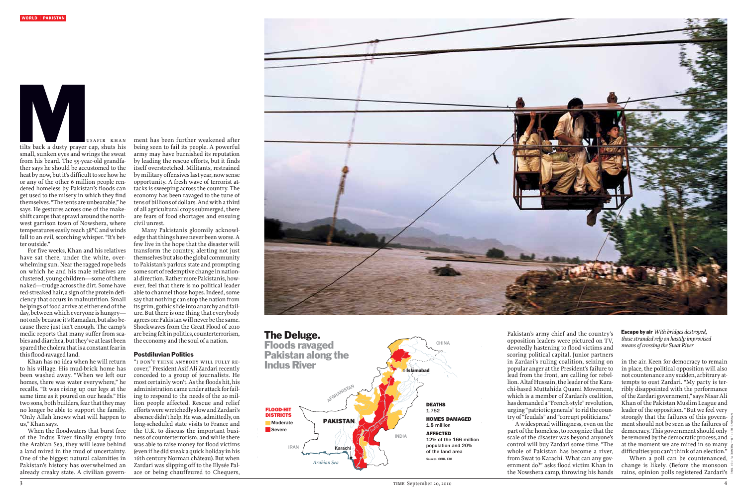Musafir Khan tilts back a dusty prayer cap, shuts his small, sunken eyes and wrings the sweat from his beard. The 55-year-old grandfather says he should be accustomed to the heat by now, but it's difficult to see how he or any of the other 6 million people rendered homeless by Pakistan's floods can get used to the misery in which they find themselves. "The tents are unbearable," he says. He gestures across one of the makeshift camps that sprawl around the northwest garrison town of Nowshera, where temperatures easily reach 38°C and winds fall to an evil, scorching whisper. "It's better outside."

For five weeks, Khan and his relatives have sat there, under the white, overwhelming sun. Near the ragged rope beds on which he and his male relatives are clustered, young children—some of them naked—trudge across the dirt. Some have red-streaked hair, a sign of the protein deficiency that occurs in malnutrition. Small helpings of food arrive at either end of the day, between which everyone is hungry—not only because it's Ramadan, but also because there just isn't enough. The camp's medic reports that many suffer from scabies and diarrhea, but they've at least been spared the cholera that is a constant fear in this flood-ravaged land.

Khan has no idea when he will return to his village. His mud-brick home has been washed away. "When we left our homes, there was water everywhere," he recalls. "It was rising up our legs at the same time as it poured on our heads." His two sons, both builders, fear that they may no longer be able to support the family. "Only Allah knows what will happen to us," Khan says.

When the floodwaters that burst free of the Indus River finally empty into the Arabian Sea, they will leave behind a land mired in the mud of uncertainty. One of the biggest natural calamities in Pakistan's history has overwhelmed an already creaky state. A civilian government has been further weakened after being seen to fail its people. A powerful army may have burnished its reputation by leading the rescue efforts, but it finds itself overstretched. Militants, restrained by military offensives last year, now sense opportunity. A fresh wave of terrorist attacks is sweeping across the country. The economy has been ravaged to the tune of tens of billions of dollars. And with a third of all agricultural crops submerged, there are fears of food shortages and ensuing civil unrest.

Many Pakistanis gloomily acknowledge that things have never been worse. A few live in the hope that the disaster will transform the country, alerting not just themselves but also the global community to Pakistan's parlous state and prompting some sort of redemptive change in national direction. Rather more Pakistanis, however, feel that there is no political leader able to channel those hopes. Indeed, some say that nothing can stop the nation from its grim, gothic slide into anarchy and failure. But there is one thing that everybody agrees on: Pakistan will never be the same. Shockwaves from the Great Flood of 2010 are being felt in politics, counterterrorism, the economy and the soul of a nation.

## Postdiluvian Politics

"I don't think anybody will fully recover," President Asif Ali Zardari recently conceded to a group of journalists. He most certainly won't. As the floods hit, his administration came under attack for failing to respond to the needs of the 20 million people affected. Rescue and relief efforts were wretchedly slow and Zardari's absence didn't help. He was, admittedly, on long-scheduled state visits to France and the U.K. to discuss the important business of counterterrorism, and while there was able to raise money for flood victims (even if he did sneak a quick holiday in his 16th century Norman château). But when Zardari was slipping off to the Elysée Palace or being chauffeured to Chequers, Pakistan's army chief and the country's opposition leaders were pictured on TV, devotedly hastening to flood victims and scoring political capital. Junior partners in Zardari's ruling coalition, seizing on popular anger at the President's failure to lead from the front, are calling for rebellion. Altaf Hussain, the leader of the Karachi-based Muttahida Quami Movement, which is a member of Zardari's coalition, has demanded a "French-style" revolution, urging "patriotic generals" to rid the country of "feudals" and "corrupt politicians."

A widespread willingness, even on the part of the homeless, to recognize that the scale of the disaster was beyond anyone's control will buy Zardari some time. "The whole of Pakistan has become a river, from Swat to Karachi. What can any government do?" asks flood victim Khan in the Nowshera camp, throwing his hands in the air. Keen for democracy to remain in place, the political opposition will also not countenance any sudden, arbitrary attempts to oust Zardari. "My party is terribly disappointed with the performance of the Zardari government," says Nisar Ali Khan of the Pakistan Muslim League and leader of the opposition. "But we feel very strongly that the failures of this government should not be seen as the failures of democracy. This government should only be removed by the democratic process, and at the moment we are mired in so many difficulties you can't think of an election."

When a poll can be countenanced, change is likely. (Before the monsoon rains, opinion polls registered Zardari's

**Escape by air** *With bridges destroyed, those stranded rely on hastily improvised means of crossing the Swat River*

## The Deluge.
### Floods ravaged Pakistan along the Indus River

**FLOOD-HIT DISTRICTS**
- Moderate
- Severe

**DEATHS**
1,752

**HOMES DAMAGED**
1.8 million

**AFFECTED**
12% of the 166 million population and 20% of the land area

Sources: OCHA, FAO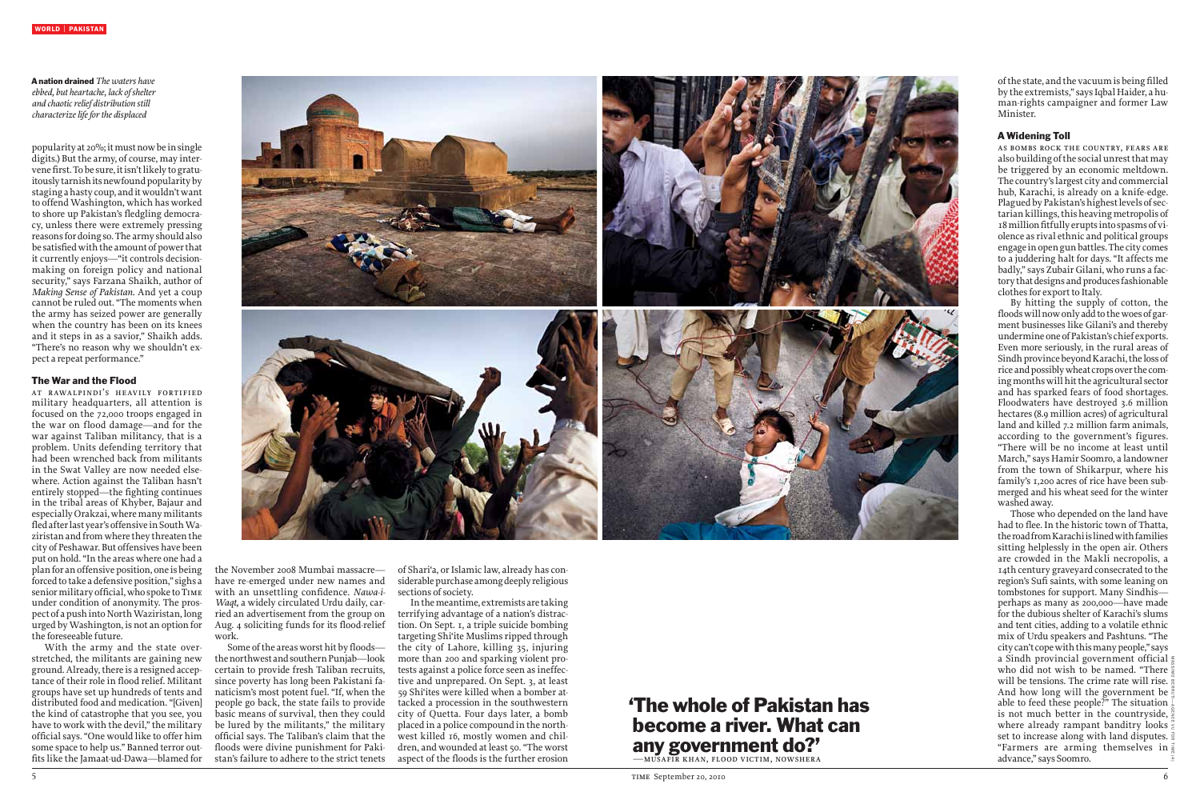**A nation drained** *The waters have ebbed, but heartache, lack of shelter and chaotic relief distribution still characterize life for the displaced*

popularity at 20%; it must now be in single digits.) But the army, of course, may intervene first. To be sure, it isn't likely to gratuitously tarnish its newfound popularity by staging a hasty coup, and it wouldn't want to offend Washington, which has worked to shore up Pakistan's fledgling democracy, unless there were extremely pressing reasons for doing so. The army should also be satisfied with the amount of power that it currently enjoys—"it controls decision-making on foreign policy and national security," says Farzana Shaikh, author of *Making Sense of Pakistan*. And yet a coup cannot be ruled out. "The moments when the army has seized power are generally when the country has been on its knees and it steps in as a savior," Shaikh adds. "There's no reason why we shouldn't expect a repeat performance."

### The War and the Flood

AT RAWALPINDI'S HEAVILY FORTIFIED military headquarters, all attention is focused on the 72,000 troops engaged in the war on flood damage—and for the war against Taliban militancy, that is a problem. Units defending territory that had been wrenched back from militants in the Swat Valley are now needed elsewhere. Action against the Taliban hasn't entirely stopped—the fighting continues in the tribal areas of Khyber, Bajaur and especially Orakzai, where many militants fled after last year's offensive in South Waziristan and from where they threaten the city of Peshawar. But offensives have been put on hold. "In the areas where one had a plan for an offensive position, one is being forced to take a defensive position," sighs a senior military official, who spoke to TIME under condition of anonymity. The prospect of a push into North Waziristan, long urged by Washington, is not an option for the foreseeable future.

With the army and the state overstretched, the militants are gaining new ground. Already, there is a resigned acceptance of their role in flood relief. Militant groups have set up hundreds of tents and distributed food and medication. "[Given] the kind of catastrophe that you see, you have to work with the devil," the military official says. "One would like to offer him some space to help us." Banned terror outfits like the Jamaat-ud-Dawa—blamed for the November 2008 Mumbai massacre—have re-emerged under new names and with an unsettling confidence. *Nawa-i-Waqt*, a widely circulated Urdu daily, carried an advertisement from the group on Aug. 4 soliciting funds for its flood-relief work.

Some of the areas worst hit by floods—the northwest and southern Punjab—look certain to provide fresh Taliban recruits, since poverty has long been Pakistani fanaticism's most potent fuel. "If, when the people go back, the state fails to provide basic means of survival, then they could be lured by the militants," the military official says. The Taliban's claim that the floods were divine punishment for Pakistan's failure to adhere to the strict tenets of Shari'a, or Islamic law, already has considerable purchase among deeply religious sections of society.

In the meantime, extremists are taking terrifying advantage of a nation's distraction. On Sept. 1, a triple suicide bombing targeting Shi'ite Muslims ripped through the city of Lahore, killing 35, injuring more than 200 and sparking violent protests against a police force seen as ineffective and unprepared. On Sept. 3, at least 59 Shi'ites were killed when a bomber attacked a procession in the southwestern city of Quetta. Four days later, a bomb placed in a police compound in the northwest killed 16, mostly women and children, and wounded at least 50. "The worst aspect of the floods is the further erosion of the state, and the vacuum is being filled by the extremists," says Iqbal Haider, a human-rights campaigner and former Law Minister.

**'The whole of Pakistan has become a river. What can any government do?'**
—MUSAFIR KHAN, FLOOD VICTIM, NOWSHERA

### A Widening Toll

AS BOMBS ROCK THE COUNTRY, FEARS ARE also building of the social unrest that may be triggered by an economic meltdown. The country's largest city and commercial hub, Karachi, is already on a knife-edge. Plagued by Pakistan's highest levels of sectarian killings, this heaving metropolis of 18 million fitfully erupts into spasms of violence as rival ethnic and political groups engage in open gun battles. The city comes to a juddering halt for days. "It affects me badly," says Zubair Gilani, who runs a factory that designs and produces fashionable clothes for export to Italy.

By hitting the supply of cotton, the floods will now only add to the woes of garment businesses like Gilani's and thereby undermine one of Pakistan's chief exports. Even more seriously, in the rural areas of Sindh province beyond Karachi, the loss of rice and possibly wheat crops over the coming months will hit the agricultural sector and has sparked fears of food shortages. Floodwaters have destroyed 3.6 million hectares (8.9 million acres) of agricultural land and killed 7.2 million farm animals, according to the government's figures. "There will be no income at least until March," says Hamir Soomro, a landowner from the town of Shikarpur, where his family's 1,200 acres of rice have been submerged and his wheat seed for the winter washed away.

Those who depended on the land have had to flee. In the historic town of Thatta, the road from Karachi is lined with families sitting helplessly in the open air. Others are crowded in the Makli necropolis, a 14th century graveyard consecrated to the region's Sufi saints, with some leaning on tombstones for support. Many Sindhis—perhaps as many as 200,000—have made for the dubious shelter of Karachi's slums and tent cities, adding to a volatile ethnic mix of Urdu speakers and Pashtuns. "The city can't cope with this many people," says a Sindh provincial government official who did not wish to be named. "There will be tensions. The crime rate will rise. And how long will the government be able to feed these people?" The situation is not much better in the countryside, where already rampant banditry looks set to increase along with land disputes. "Farmers are arming themselves in advance," says Soomro.

MASSIMO BERRUTI—AGENCE VU FOR TIME (4)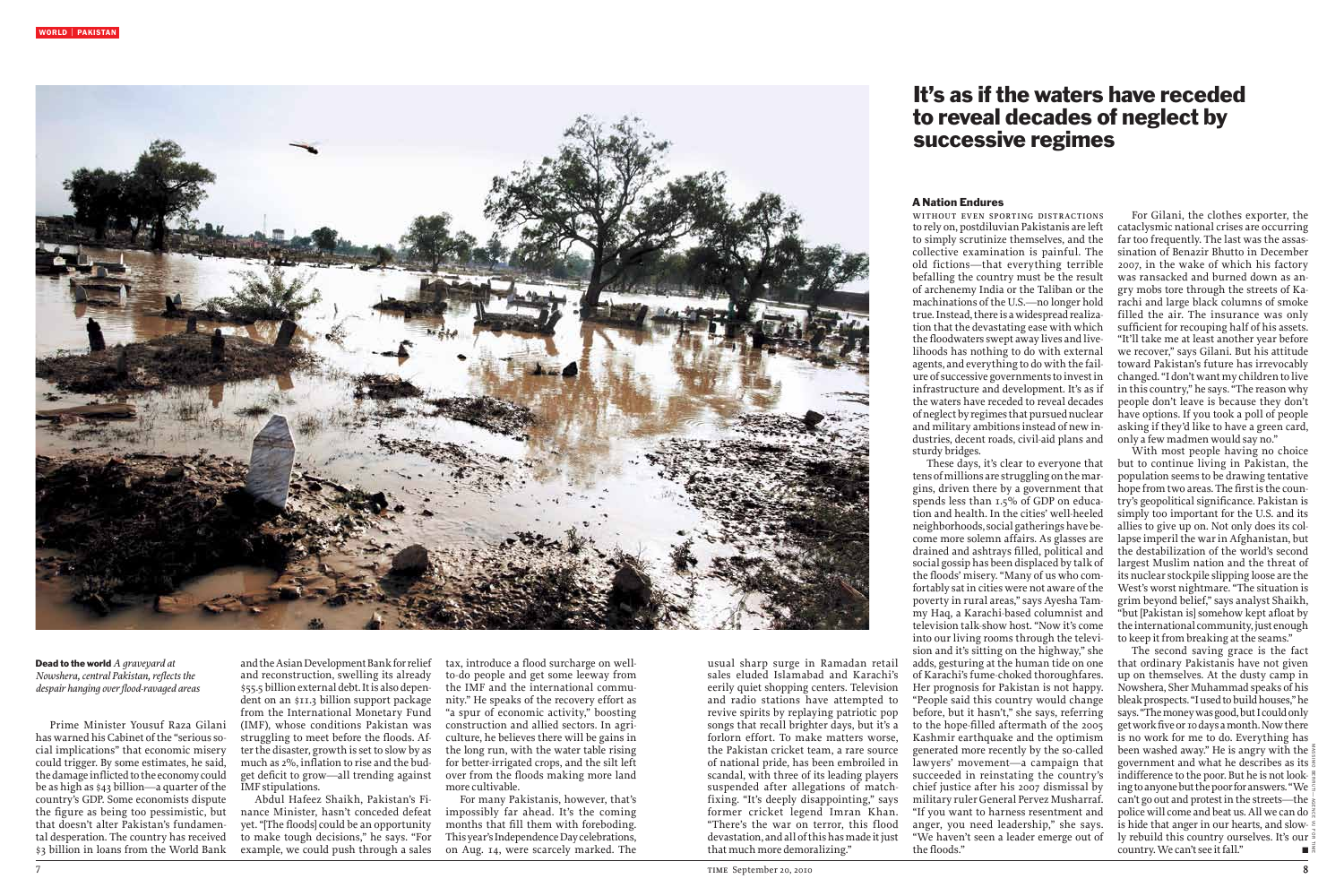# It's as if the waters have receded to reveal decades of neglect by successive regimes

**Dead to the world** *A graveyard at Nowshera, central Pakistan, reflects the despair hanging over flood-ravaged areas*

Prime Minister Yousuf Raza Gilani has warned his Cabinet of the "serious social implications" that economic misery could trigger. By some estimates, he said, the damage inflicted to the economy could be as high as $43 billion—a quarter of the country's GDP. Some economists dispute the figure as being too pessimistic, but that doesn't alter Pakistan's fundamental desperation. The country has received $3 billion in loans from the World Bank and the Asian Development Bank for relief and reconstruction, swelling its already $55.5 billion external debt. It is also dependent on an $11.3 billion support package from the International Monetary Fund (IMF), whose conditions Pakistan was struggling to meet before the floods. After the disaster, growth is set to slow by as much as 2%, inflation to rise and the budget deficit to grow—all trending against IMF stipulations.

Abdul Hafeez Shaikh, Pakistan's Finance Minister, hasn't conceded defeat yet. "[The floods] could be an opportunity to make tough decisions," he says. "For example, we could push through a sales tax, introduce a flood surcharge on well-to-do people and get some leeway from the IMF and the international community." He speaks of the recovery effort as "a spur of economic activity," boosting construction and allied sectors. In agriculture, he believes there will be gains in the long run, with the water table rising for better-irrigated crops, and the silt left over from the floods making more land more cultivable.

For many Pakistanis, however, that's impossibly far ahead. It's the coming months that fill them with foreboding. This year's Independence Day celebrations, on Aug. 14, were scarcely marked. The usual sharp surge in Ramadan retail sales eluded Islamabad and Karachi's eerily quiet shopping centers. Television and radio stations have attempted to revive spirits by replaying patriotic pop songs that recall brighter days, but it's a forlorn effort. To make matters worse, the Pakistan cricket team, a rare source of national pride, has been embroiled in scandal, with three of its leading players suspended after allegations of match-fixing. "It's deeply disappointing," says former cricket legend Imran Khan. "There's the war on terror, this flood devastation, and all of this has made it just that much more demoralizing."

### A Nation Endures

WITHOUT EVEN SPORTING DISTRACTIONS to rely on, postdiluvian Pakistanis are left to simply scrutinize themselves, and the collective examination is painful. The old fictions—that everything terrible befalling the country must be the result of archenemy India or the Taliban or the machinations of the U.S.—no longer hold true. Instead, there is a widespread realization that the devastating ease with which the floodwaters swept away lives and livelihoods has nothing to do with external agents, and everything to do with the failure of successive governments to invest in infrastructure and development. It's as if the waters have receded to reveal decades of neglect by regimes that pursued nuclear and military ambitions instead of new industries, decent roads, civil-aid plans and sturdy bridges.

These days, it's clear to everyone that tens of millions are struggling on the margins, driven there by a government that spends less than 1.5% of GDP on education and health. In the cities' well-heeled neighborhoods, social gatherings have become more solemn affairs. As glasses are drained and ashtrays filled, political and social gossip has been displaced by talk of the floods' misery. "Many of us who comfortably sat in cities were not aware of the poverty in rural areas," says Ayesha Tammy Haq, a Karachi-based columnist and television talk-show host. "Now it's come into our living rooms through the television and it's sitting on the highway," she adds, gesturing at the human tide on one of Karachi's fume-choked thoroughfares. Her prognosis for Pakistan is not happy. "People said this country would change before, but it hasn't," she says, referring to the hope-filled aftermath of the 2005 Kashmir earthquake and the optimism generated more recently by the so-called lawyers' movement—a campaign that succeeded in reinstating the country's chief justice after his 2007 dismissal by military ruler General Pervez Musharraf. "If you want to harness resentment and anger, you need leadership," she says. "We haven't seen a leader emerge out of the floods."

For Gilani, the clothes exporter, the cataclysmic national crises are occurring far too frequently. The last was the assassination of Benazir Bhutto in December 2007, in the wake of which his factory was ransacked and burned down as angry mobs tore through the streets of Karachi and large black columns of smoke filled the air. The insurance was only sufficient for recouping half of his assets. "It'll take me at least another year before we recover," says Gilani. But his attitude toward Pakistan's future has irrevocably changed. "I don't want my children to live in this country," he says. "The reason why people don't leave is because they don't have options. If you took a poll of people asking if they'd like to have a green card, only a few madmen would say no."

With most people having no choice but to continue living in Pakistan, the population seems to be drawing tentative hope from two areas. The first is the country's geopolitical significance. Pakistan is simply too important for the U.S. and its allies to give up on. Not only does its collapse imperil the war in Afghanistan, but the destabilization of the world's second largest Muslim nation and the threat of its nuclear stockpile slipping loose are the West's worst nightmare. "The situation is grim beyond belief," says analyst Shaikh, "but [Pakistan is] somehow kept afloat by the international community, just enough to keep it from breaking at the seams."

The second saving grace is the fact that ordinary Pakistanis have not given up on themselves. At the dusty camp in Nowshera, Sher Muhammad speaks of his bleak prospects. "I used to build houses," he says. "The money was good, but I could only get work five or 10 days a month. Now there is no work for me to do. Everything has been washed away." He is angry with the government and what he describes as its indifference to the poor. But he is not looking to anyone but the poor for answers. "We can't go out and protest in the streets—the police will come and beat us. All we can do is hide that anger in our hearts, and slowly rebuild this country ourselves. It's our country. We can't see it fall." ■